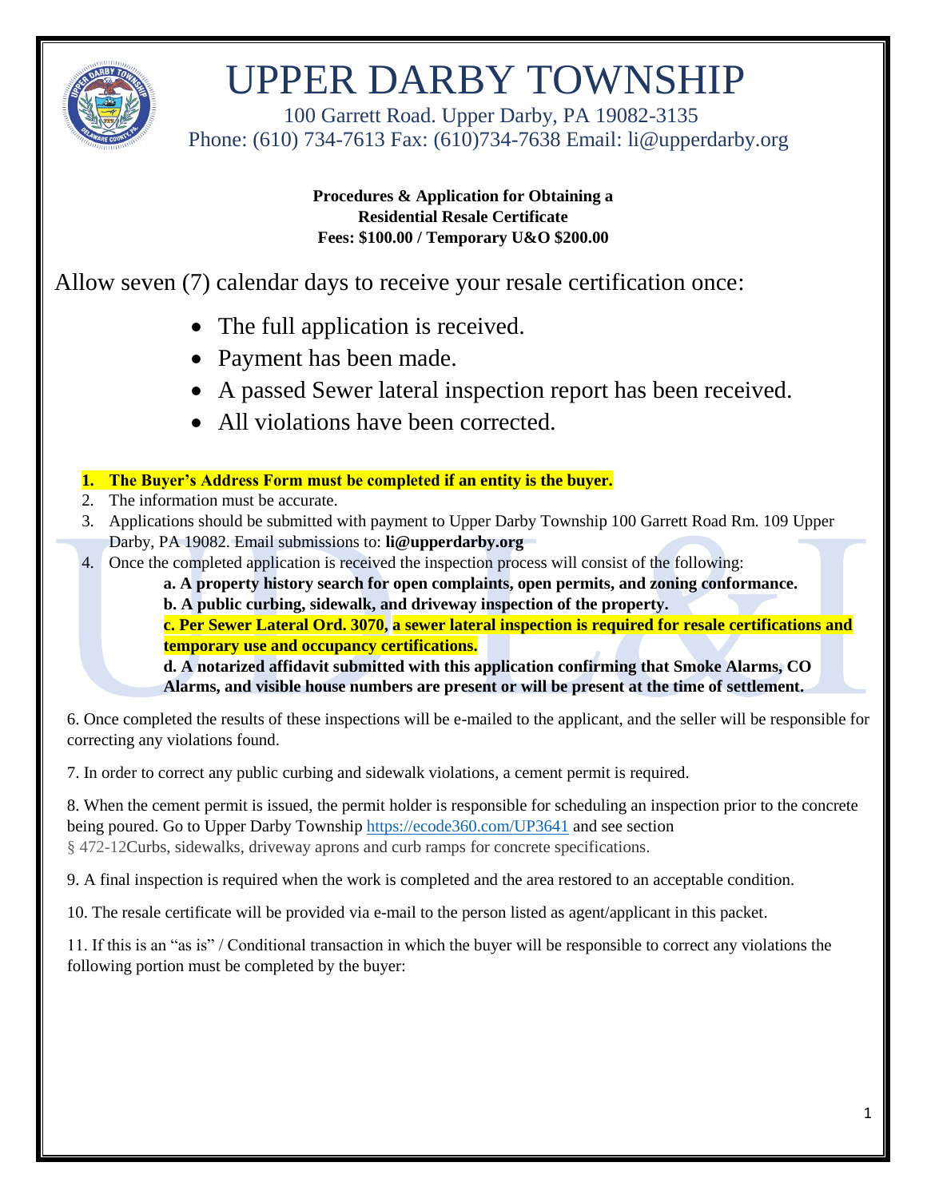# UPPER DARBY TOWNSHIP

100 Garrett Road. Upper Darby, PA 19082-3135
Phone: (610) 734-7613 Fax: (610)734-7638 Email: li@upperdarby.org

**Procedures & Application for Obtaining a**
**Residential Resale Certificate**
**Fees: $100.00 / Temporary U&O $200.00**

Allow seven (7) calendar days to receive your resale certification once:

- The full application is received.
- Payment has been made.
- A passed Sewer lateral inspection report has been received.
- All violations have been corrected.

1. **The Buyer's Address Form must be completed if an entity is the buyer.**
2. The information must be accurate.
3. Applications should be submitted with payment to Upper Darby Township 100 Garrett Road Rm. 109 Upper Darby, PA 19082. Email submissions to: **li@upperdarby.org**
4. Once the completed application is received the inspection process will consist of the following:
   - **a. A property history search for open complaints, open permits, and zoning conformance.**
   - **b. A public curbing, sidewalk, and driveway inspection of the property.**
   - **c. Per Sewer Lateral Ord. 3070, a sewer lateral inspection is required for resale certifications and temporary use and occupancy certifications.**
   - **d. A notarized affidavit submitted with this application confirming that Smoke Alarms, CO Alarms, and visible house numbers are present or will be present at the time of settlement.**

6. Once completed the results of these inspections will be e-mailed to the applicant, and the seller will be responsible for correcting any violations found.

7. In order to correct any public curbing and sidewalk violations, a cement permit is required.

8. When the cement permit is issued, the permit holder is responsible for scheduling an inspection prior to the concrete being poured. Go to Upper Darby Township https://ecode360.com/UP3641 and see section § 472-12Curbs, sidewalks, driveway aprons and curb ramps for concrete specifications.

9. A final inspection is required when the work is completed and the area restored to an acceptable condition.

10. The resale certificate will be provided via e-mail to the person listed as agent/applicant in this packet.

11. If this is an "as is" / Conditional transaction in which the buyer will be responsible to correct any violations the following portion must be completed by the buyer: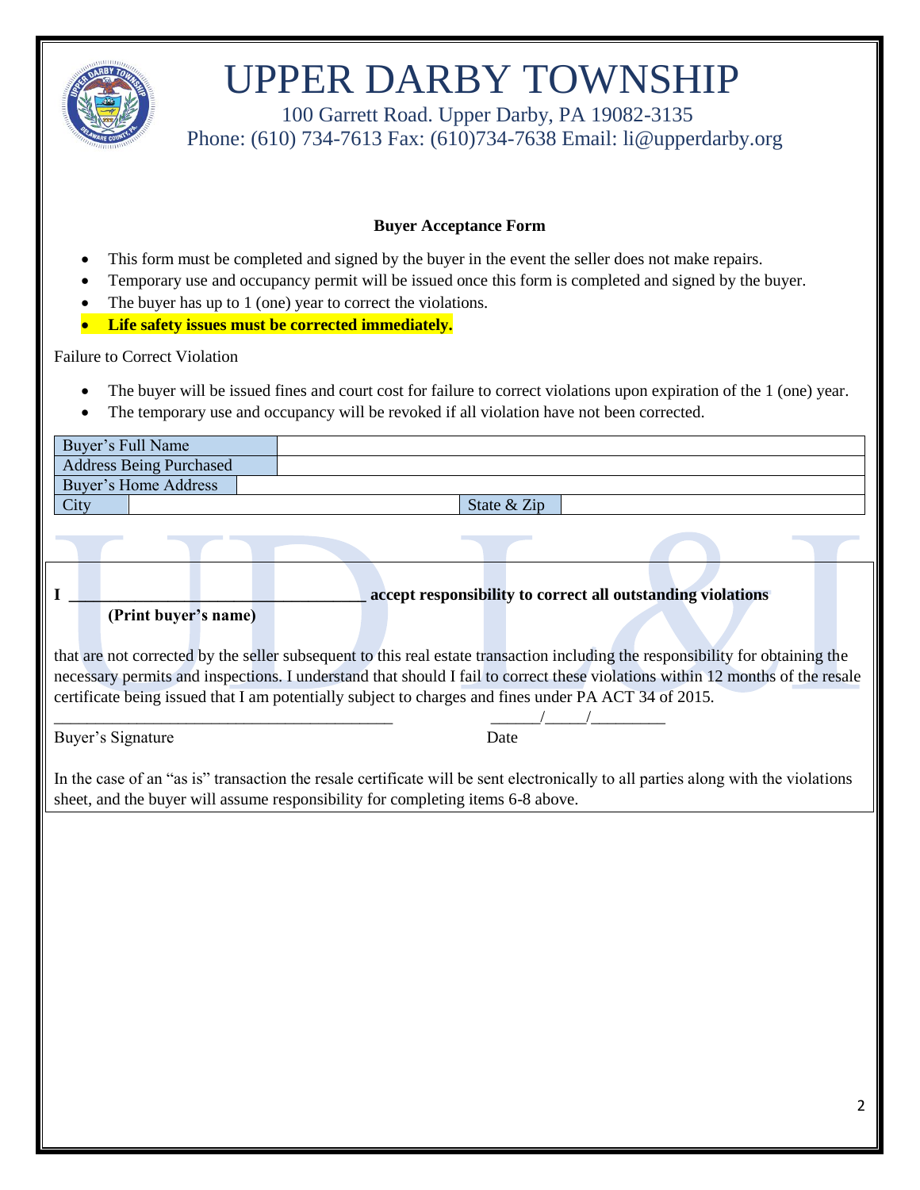# UPPER DARBY TOWNSHIP

100 Garrett Road. Upper Darby, PA 19082-3135
Phone: (610) 734-7613 Fax: (610)734-7638 Email: li@upperdarby.org

**Buyer Acceptance Form**

- This form must be completed and signed by the buyer in the event the seller does not make repairs.
- Temporary use and occupancy permit will be issued once this form is completed and signed by the buyer.
- The buyer has up to 1 (one) year to correct the violations.
- **Life safety issues must be corrected immediately.**

Failure to Correct Violation

- The buyer will be issued fines and court cost for failure to correct violations upon expiration of the 1 (one) year.
- The temporary use and occupancy will be revoked if all violation have not been corrected.

| Buyer's Full Name | | | |
|---|---|---|---|
| Address Being Purchased | | | |
| Buyer's Home Address | | | |
| City | | State & Zip | |

**I \_\_\_\_\_\_\_\_\_\_\_\_\_\_\_\_\_\_\_\_\_\_\_\_\_\_\_\_\_\_\_\_\_\_\_\_ accept responsibility to correct all outstanding violations**
**(Print buyer's name)**

that are not corrected by the seller subsequent to this real estate transaction including the responsibility for obtaining the necessary permits and inspections. I understand that should I fail to correct these violations within 12 months of the resale certificate being issued that I am potentially subject to charges and fines under PA ACT 34 of 2015.

\_\_\_\_\_\_\_\_\_\_\_\_\_\_\_\_\_\_\_\_\_\_\_\_\_\_\_\_\_\_\_\_\_\_\_\_\_\_\_\_\_\_ \_\_\_\_\_\_/\_\_\_\_\_/\_\_\_\_\_\_\_\_\_
Buyer's Signature Date

In the case of an "as is" transaction the resale certificate will be sent electronically to all parties along with the violations sheet, and the buyer will assume responsibility for completing items 6-8 above.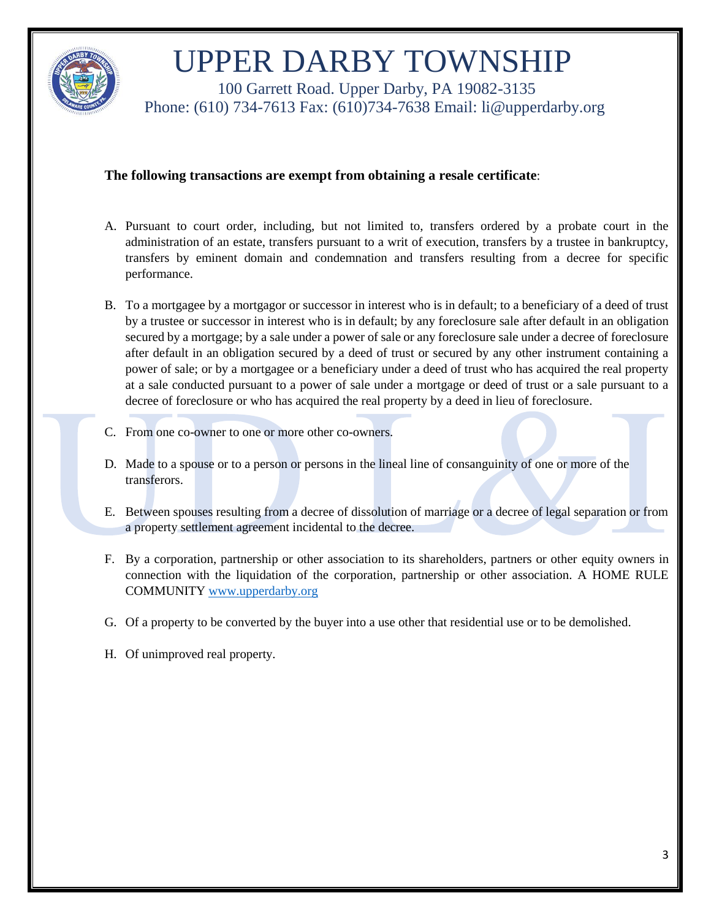# UPPER DARBY TOWNSHIP

100 Garrett Road. Upper Darby, PA 19082-3135
Phone: (610) 734-7613 Fax: (610)734-7638 Email: li@upperdarby.org

**The following transactions are exempt from obtaining a resale certificate**:

A. Pursuant to court order, including, but not limited to, transfers ordered by a probate court in the administration of an estate, transfers pursuant to a writ of execution, transfers by a trustee in bankruptcy, transfers by eminent domain and condemnation and transfers resulting from a decree for specific performance.

B. To a mortgagee by a mortgagor or successor in interest who is in default; to a beneficiary of a deed of trust by a trustee or successor in interest who is in default; by any foreclosure sale after default in an obligation secured by a mortgage; by a sale under a power of sale or any foreclosure sale under a decree of foreclosure after default in an obligation secured by a deed of trust or secured by any other instrument containing a power of sale; or by a mortgagee or a beneficiary under a deed of trust who has acquired the real property at a sale conducted pursuant to a power of sale under a mortgage or deed of trust or a sale pursuant to a decree of foreclosure or who has acquired the real property by a deed in lieu of foreclosure.

C. From one co-owner to one or more other co-owners.

D. Made to a spouse or to a person or persons in the lineal line of consanguinity of one or more of the transferors.

E. Between spouses resulting from a decree of dissolution of marriage or a decree of legal separation or from a property settlement agreement incidental to the decree.

F. By a corporation, partnership or other association to its shareholders, partners or other equity owners in connection with the liquidation of the corporation, partnership or other association. A HOME RULE COMMUNITY www.upperdarby.org

G. Of a property to be converted by the buyer into a use other that residential use or to be demolished.

H. Of unimproved real property.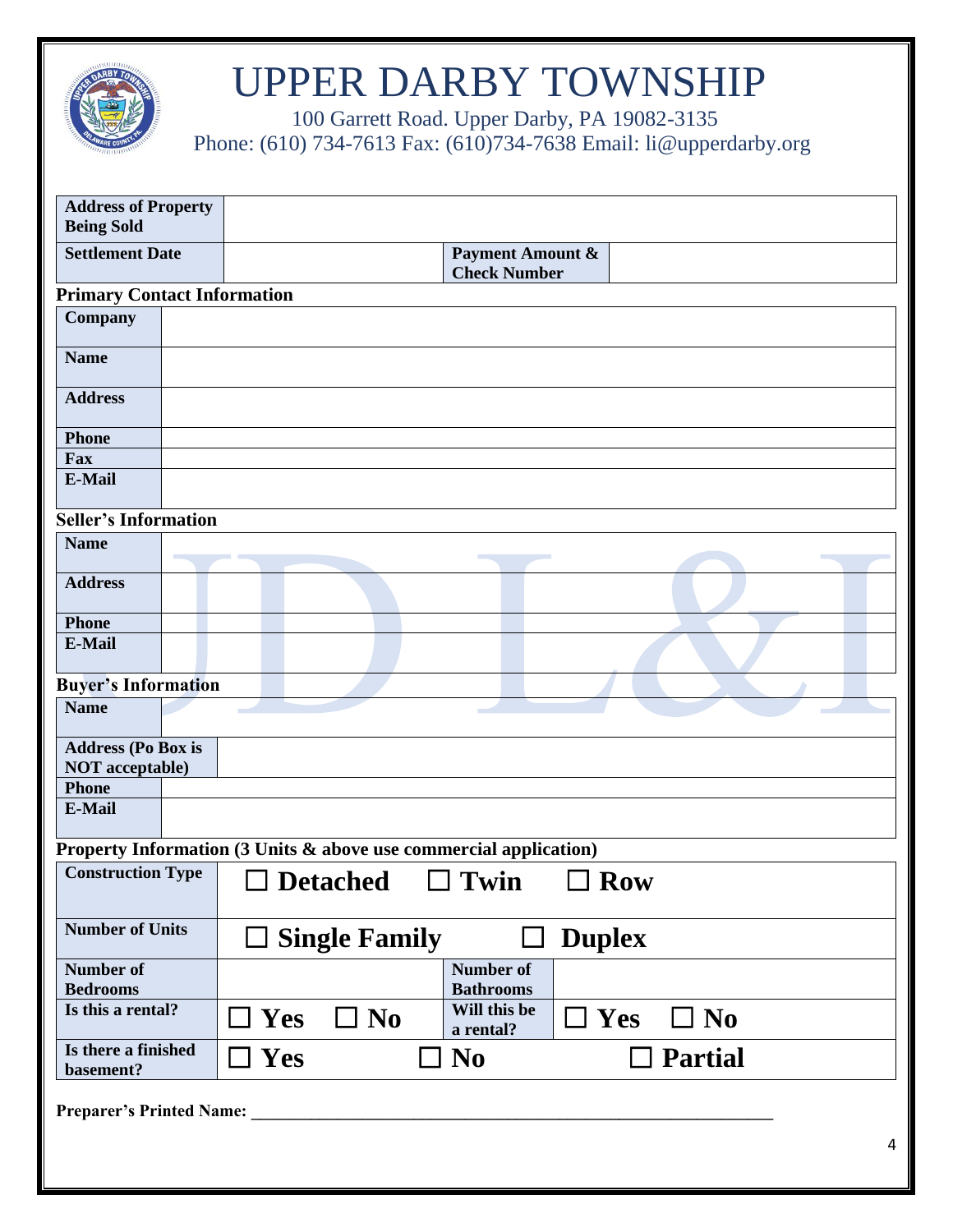# UPPER DARBY TOWNSHIP

100 Garrett Road. Upper Darby, PA 19082-3135
Phone: (610) 734-7613 Fax: (610)734-7638 Email: li@upperdarby.org

| **Address of Property Being Sold** | | | |
|---|---|---|---|
| **Settlement Date** | | **Payment Amount & Check Number** | |

**Primary Contact Information**

| **Company** | |
|---|---|
| **Name** | |
| **Address** | |
| **Phone** | |
| **Fax** | |
| **E-Mail** | |

**Seller's Information**

| **Name** | |
|---|---|
| **Address** | |
| **Phone** | |
| **E-Mail** | |

**Buyer's Information**

| **Name** | |
|---|---|
| **Address (Po Box is NOT acceptable)** | |
| **Phone** | |
| **E-Mail** | |

**Property Information (3 Units & above use commercial application)**

| **Construction Type** | ☐ **Detached** ☐ **Twin** ☐ **Row** | | |
|---|---|---|---|
| **Number of Units** | ☐ **Single Family** ☐ **Duplex** | | |
| **Number of Bedrooms** | | **Number of Bathrooms** | |
| **Is this a rental?** | ☐ **Yes** ☐ **No** | **Will this be a rental?** | ☐ **Yes** ☐ **No** |
| **Is there a finished basement?** | ☐ **Yes** ☐ **No** ☐ **Partial** | | |

**Preparer's Printed Name:** ____________________________________________________________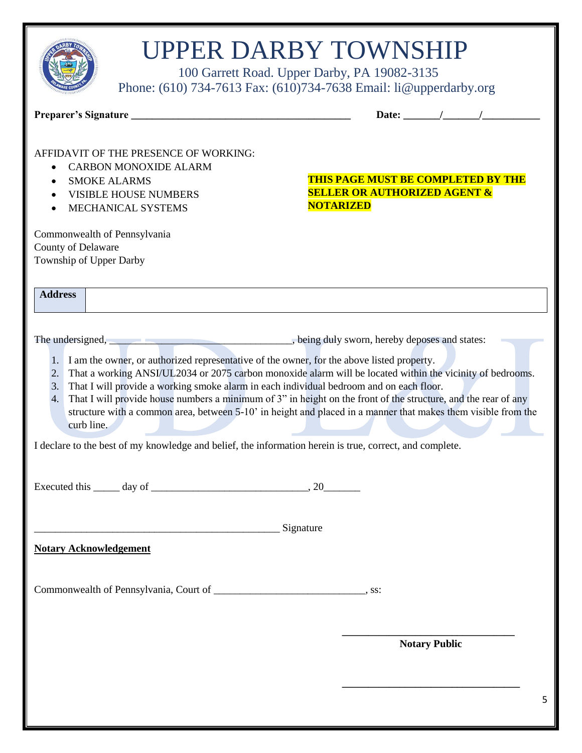# UPPER DARBY TOWNSHIP

100 Garrett Road. Upper Darby, PA 19082-3135
Phone: (610) 734-7613 Fax: (610)734-7638 Email: li@upperdarby.org

**Preparer's Signature** ___________________________________________ **Date:** _______/_______/___________

AFFIDAVIT OF THE PRESENCE OF WORKING:

- CARBON MONOXIDE ALARM
- SMOKE ALARMS
- VISIBLE HOUSE NUMBERS
- MECHANICAL SYSTEMS

**THIS PAGE MUST BE COMPLETED BY THE SELLER OR AUTHORIZED AGENT & NOTARIZED**

Commonwealth of Pennsylvania
County of Delaware
Township of Upper Darby

| **Address** | |
|---|---|

The undersigned, ___________________________________, being duly sworn, hereby deposes and states:

1. I am the owner, or authorized representative of the owner, for the above listed property.
2. That a working ANSI/UL2034 or 2075 carbon monoxide alarm will be located within the vicinity of bedrooms.
3. That I will provide a working smoke alarm in each individual bedroom and on each floor.
4. That I will provide house numbers a minimum of 3" in height on the front of the structure, and the rear of any structure with a common area, between 5-10' in height and placed in a manner that makes them visible from the curb line.

I declare to the best of my knowledge and belief, the information herein is true, correct, and complete.

Executed this _____ day of ______________________________, 20_______

_______________________________________________ Signature

**Notary Acknowledgement**

Commonwealth of Pennsylvania, Court of ____________________________, ss:

_________________________________
**Notary Public**

_________________________________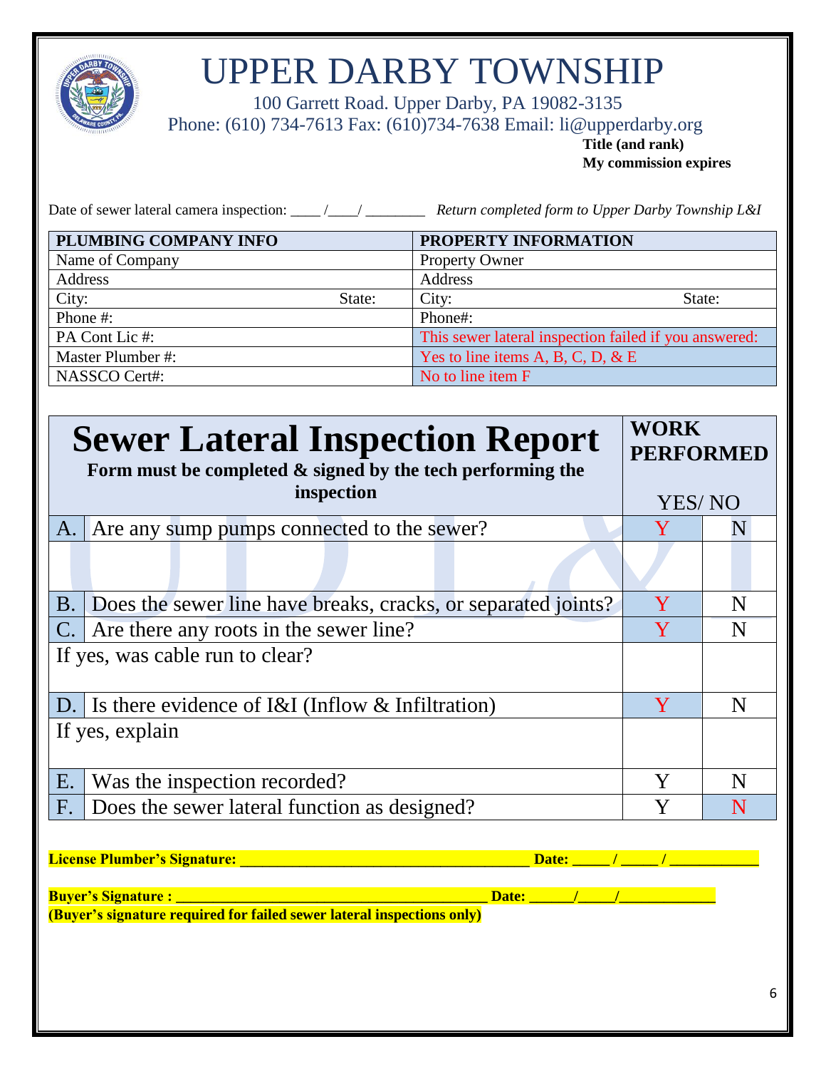# UPPER DARBY TOWNSHIP

100 Garrett Road. Upper Darby, PA 19082-3135
Phone: (610) 734-7613 Fax: (610)734-7638 Email: li@upperdarby.org

**Title (and rank)**
**My commission expires**

Date of sewer lateral camera inspection: ____ /____/ ________ *Return completed form to Upper Darby Township L&I*

| PLUMBING COMPANY INFO | | PROPERTY INFORMATION | |
|---|---|---|---|
| Name of Company | | Property Owner | |
| Address | | Address | |
| City: | State: | City: | State: |
| Phone #: | | Phone#: | |
| PA Cont Lic #: | | This sewer lateral inspection failed if you answered: | |
| Master Plumber #: | | Yes to line items A, B, C, D, & E | |
| NASSCO Cert#: | | No to line item F | |

## Sewer Lateral Inspection Report

**Form must be completed & signed by the tech performing the inspection**

| | | WORK PERFORMED YES | NO |
|---|---|---|---|
| A. | Are any sump pumps connected to the sewer? | Y | N |
| | | | |
| B. | Does the sewer line have breaks, cracks, or separated joints? | Y | N |
| C. | Are there any roots in the sewer line? | Y | N |
| If yes, was cable run to clear? | | | |
| D. | Is there evidence of I&I (Inflow & Infiltration) | Y | N |
| If yes, explain | | | |
| E. | Was the inspection recorded? | Y | N |
| F. | Does the sewer lateral function as designed? | Y | N |

**License Plumber's Signature: ______________________________________ Date: _____ / _____ / ___________**

**Buyer's Signature : ________________________________________ Date: ______/_____/_____________**
**(Buyer's signature required for failed sewer lateral inspections only)**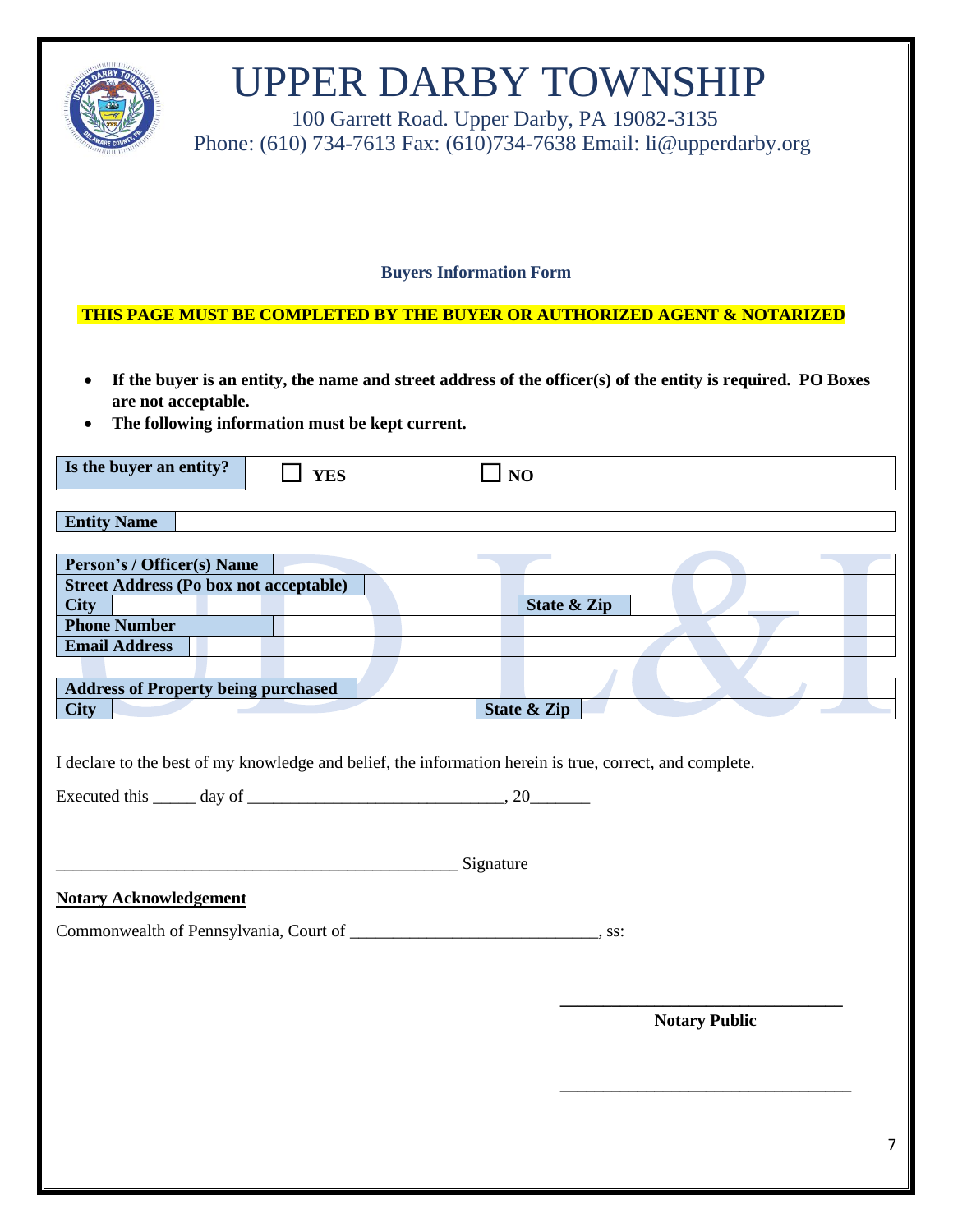# UPPER DARBY TOWNSHIP

100 Garrett Road. Upper Darby, PA 19082-3135
Phone: (610) 734-7613 Fax: (610)734-7638 Email: li@upperdarby.org

**Buyers Information Form**

**THIS PAGE MUST BE COMPLETED BY THE BUYER OR AUTHORIZED AGENT & NOTARIZED**

- **If the buyer is an entity, the name and street address of the officer(s) of the entity is required. PO Boxes are not acceptable.**
- **The following information must be kept current.**

| **Is the buyer an entity?** | ☐ **YES** | ☐ **NO** |
|---|---|---|

| **Entity Name** | |
|---|---|

| **Person's / Officer(s) Name** | | | |
|---|---|---|---|
| **Street Address (Po box not acceptable)** | | | |
| **City** | | **State & Zip** | |
| **Phone Number** | | | |
| **Email Address** | | | |

| **Address of Property being purchased** | | | |
|---|---|---|---|
| **City** | | **State & Zip** | |

I declare to the best of my knowledge and belief, the information herein is true, correct, and complete.

Executed this _____ day of ______________________________, 20_______

________________________________________________ Signature

**Notary Acknowledgement**

Commonwealth of Pennsylvania, Court of _____________________________, ss:

_________________________________
**Notary Public**

_________________________________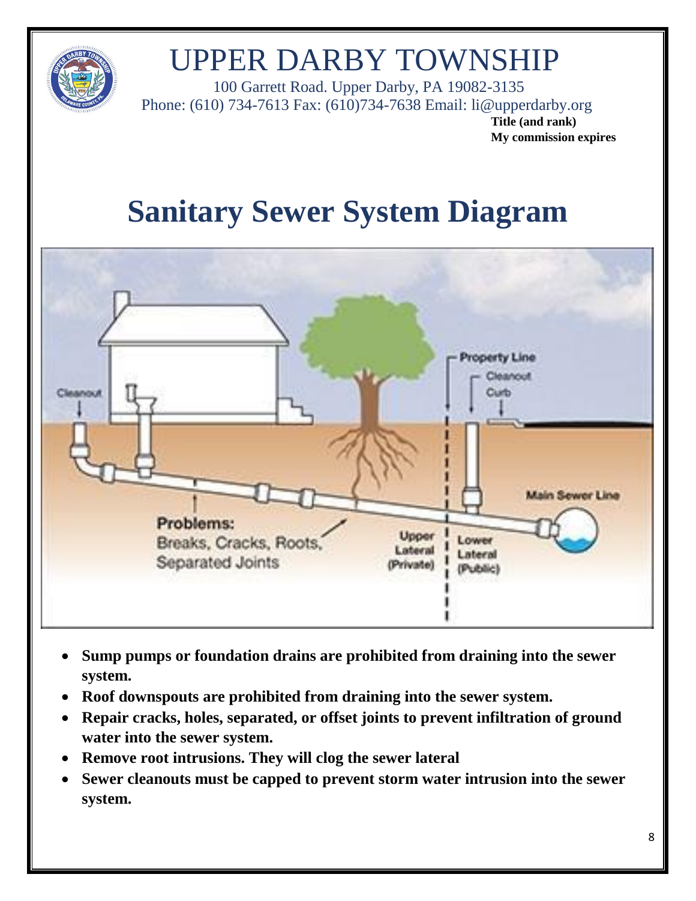# UPPER DARBY TOWNSHIP

100 Garrett Road. Upper Darby, PA 19082-3135
Phone: (610) 734-7613 Fax: (610)734-7638 Email: li@upperdarby.org

**Title (and rank)**
**My commission expires**

# Sanitary Sewer System Diagram

Property Line
Cleanout
Curb
Cleanout
Main Sewer Line
Problems:
Breaks, Cracks, Roots, Separated Joints
Upper Lateral (Private)
Lower Lateral (Public)

- **Sump pumps or foundation drains are prohibited from draining into the sewer system.**
- **Roof downspouts are prohibited from draining into the sewer system.**
- **Repair cracks, holes, separated, or offset joints to prevent infiltration of ground water into the sewer system.**
- **Remove root intrusions. They will clog the sewer lateral**
- **Sewer cleanouts must be capped to prevent storm water intrusion into the sewer system.**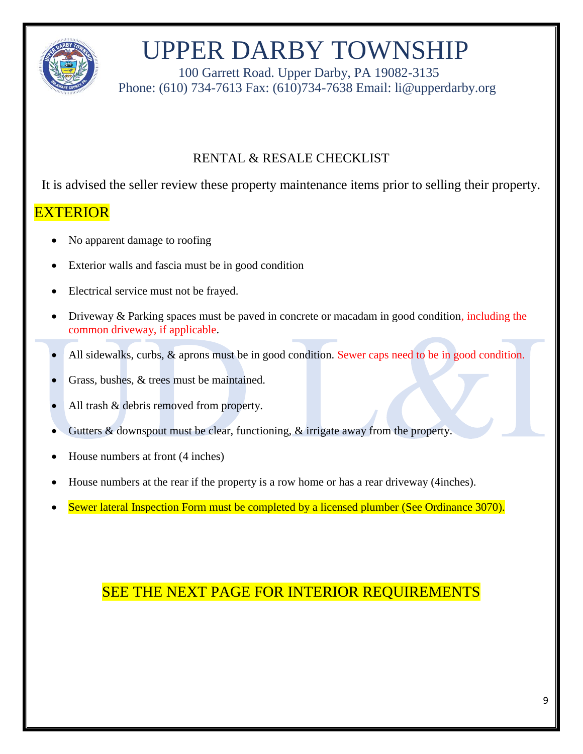# UPPER DARBY TOWNSHIP

100 Garrett Road. Upper Darby, PA 19082-3135
Phone: (610) 734-7613 Fax: (610)734-7638 Email: li@upperdarby.org

## RENTAL & RESALE CHECKLIST

It is advised the seller review these property maintenance items prior to selling their property.

## EXTERIOR

- No apparent damage to roofing
- Exterior walls and fascia must be in good condition
- Electrical service must not be frayed.
- Driveway & Parking spaces must be paved in concrete or macadam in good condition, including the common driveway, if applicable.
- All sidewalks, curbs, & aprons must be in good condition. Sewer caps need to be in good condition.
- Grass, bushes, & trees must be maintained.
- All trash & debris removed from property.
- Gutters & downspout must be clear, functioning, & irrigate away from the property.
- House numbers at front (4 inches)
- House numbers at the rear if the property is a row home or has a rear driveway (4inches).
- Sewer lateral Inspection Form must be completed by a licensed plumber (See Ordinance 3070).

SEE THE NEXT PAGE FOR INTERIOR REQUIREMENTS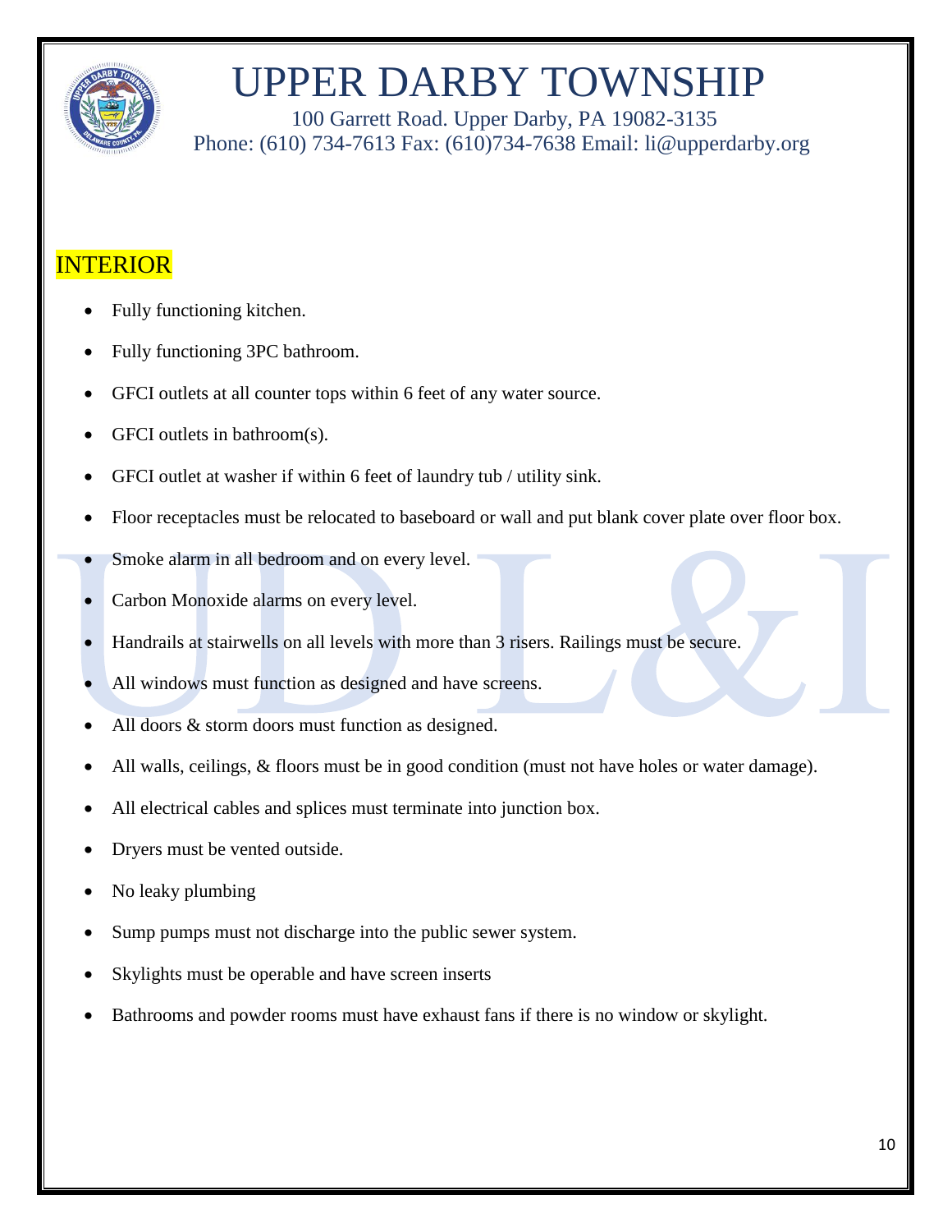# UPPER DARBY TOWNSHIP

100 Garrett Road. Upper Darby, PA 19082-3135
Phone: (610) 734-7613 Fax: (610)734-7638 Email: li@upperdarby.org

## INTERIOR

- Fully functioning kitchen.
- Fully functioning 3PC bathroom.
- GFCI outlets at all counter tops within 6 feet of any water source.
- GFCI outlets in bathroom(s).
- GFCI outlet at washer if within 6 feet of laundry tub / utility sink.
- Floor receptacles must be relocated to baseboard or wall and put blank cover plate over floor box.
- Smoke alarm in all bedroom and on every level.
- Carbon Monoxide alarms on every level.
- Handrails at stairwells on all levels with more than 3 risers. Railings must be secure.
- All windows must function as designed and have screens.
- All doors & storm doors must function as designed.
- All walls, ceilings, & floors must be in good condition (must not have holes or water damage).
- All electrical cables and splices must terminate into junction box.
- Dryers must be vented outside.
- No leaky plumbing
- Sump pumps must not discharge into the public sewer system.
- Skylights must be operable and have screen inserts
- Bathrooms and powder rooms must have exhaust fans if there is no window or skylight.